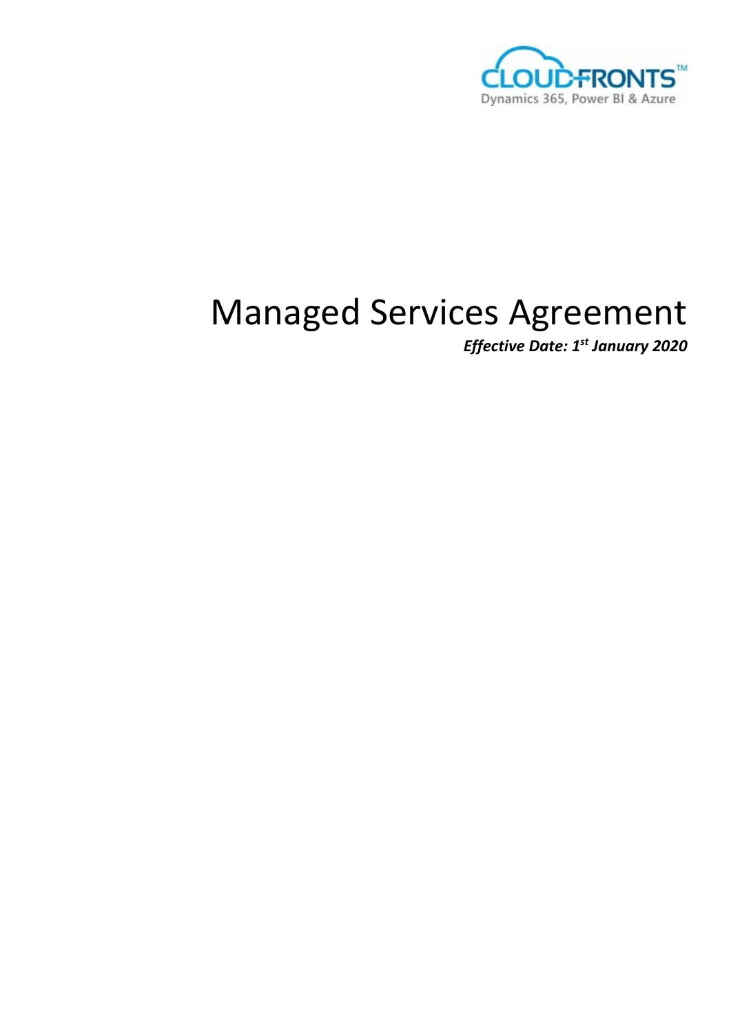# Managed Services Agreement

***Effective Date: 1st January 2020***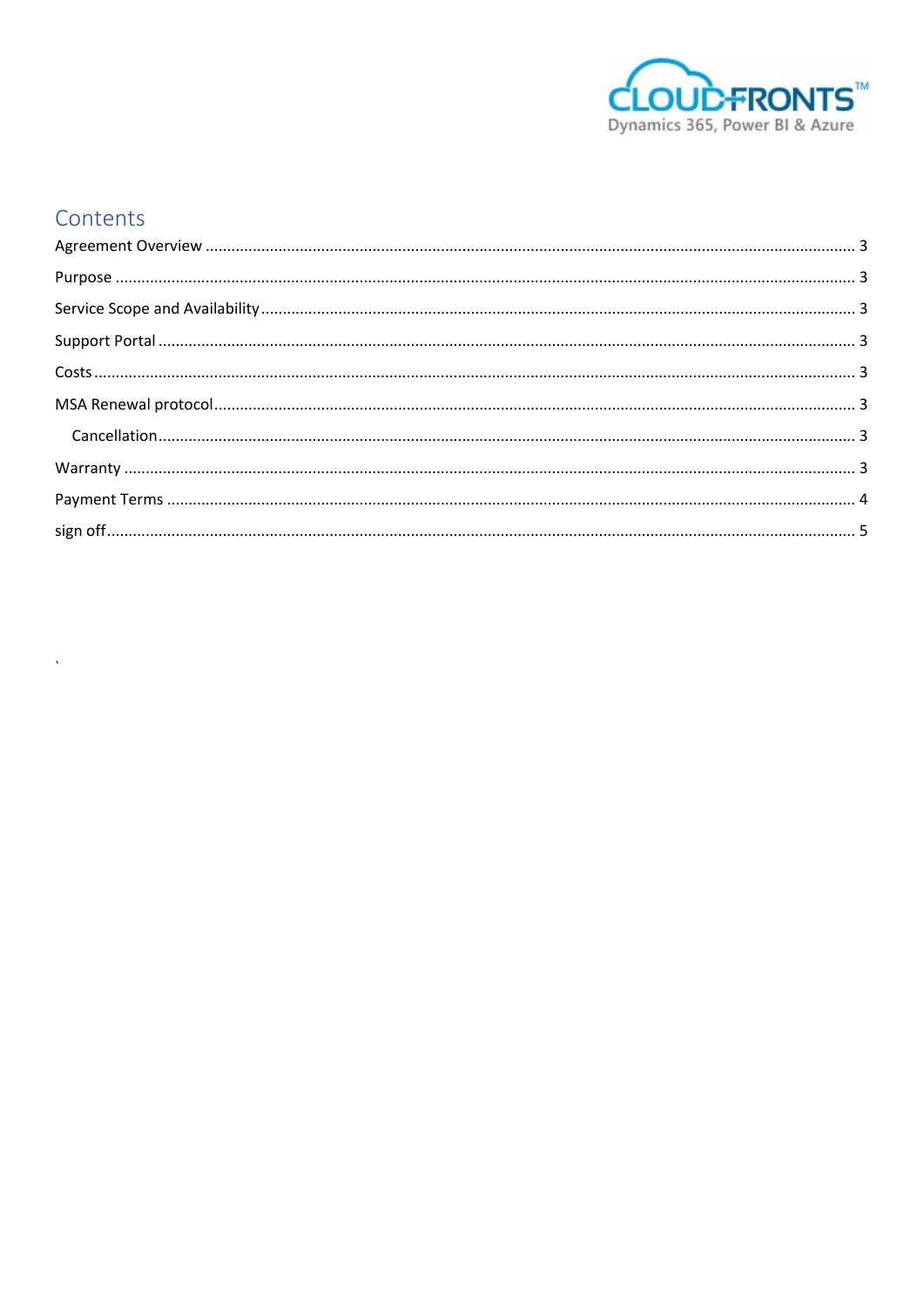# Contents

Agreement Overview ..... 3

Purpose ..... 3

Service Scope and Availability ..... 3

Support Portal ..... 3

Costs ..... 3

MSA Renewal protocol ..... 3

  Cancellation ..... 3

Warranty ..... 3

Payment Terms ..... 4

sign off ..... 5

`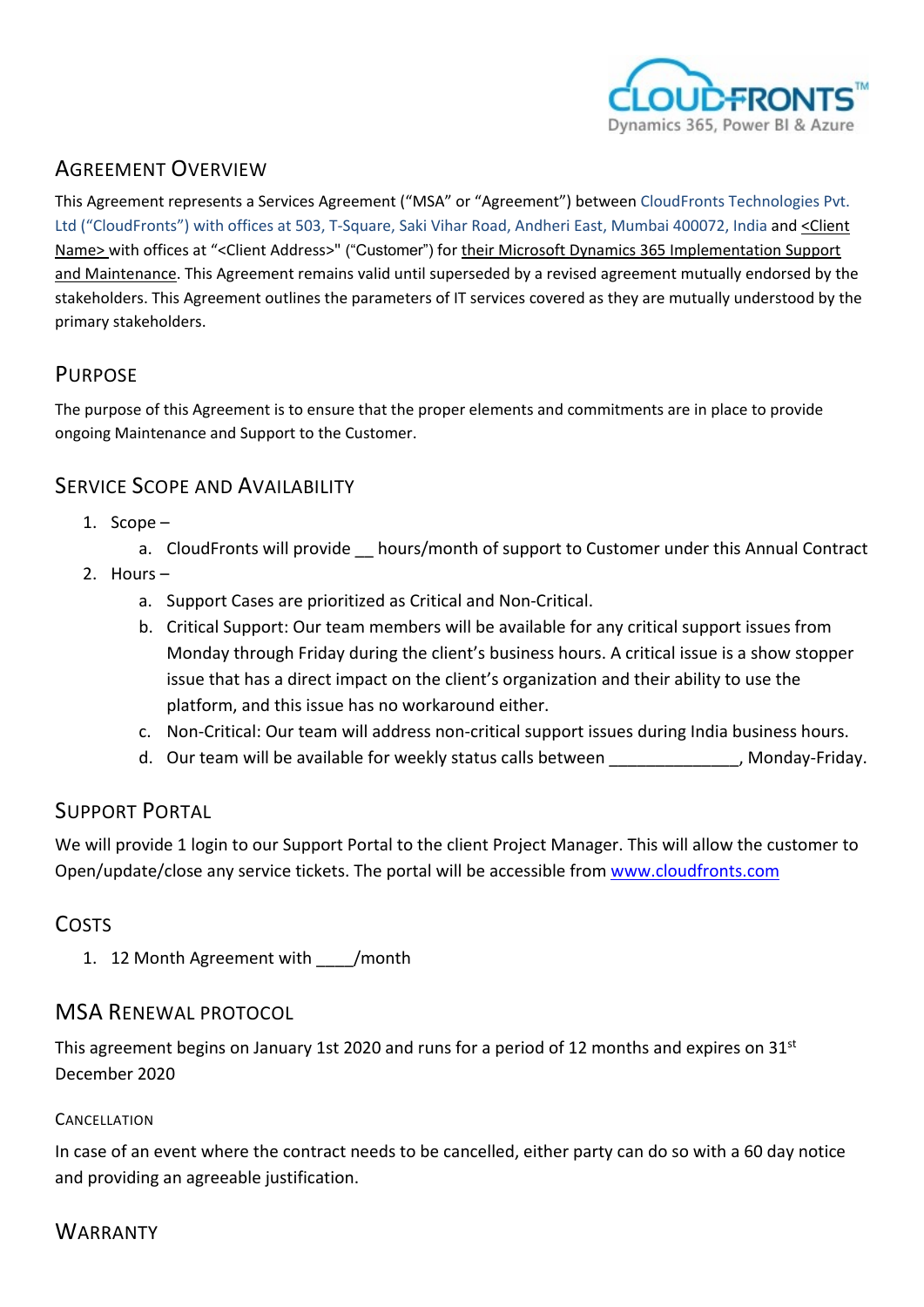## Agreement Overview

This Agreement represents a Services Agreement ("MSA" or "Agreement") between CloudFronts Technologies Pvt. Ltd ("CloudFronts") with offices at 503, T-Square, Saki Vihar Road, Andheri East, Mumbai 400072, India and <Client Name> with offices at "<Client Address>" ("Customer") for their Microsoft Dynamics 365 Implementation Support and Maintenance. This Agreement remains valid until superseded by a revised agreement mutually endorsed by the stakeholders. This Agreement outlines the parameters of IT services covered as they are mutually understood by the primary stakeholders.

## Purpose

The purpose of this Agreement is to ensure that the proper elements and commitments are in place to provide ongoing Maintenance and Support to the Customer.

## Service Scope and Availability

1. Scope –
   a. CloudFronts will provide __ hours/month of support to Customer under this Annual Contract
2. Hours –
   a. Support Cases are prioritized as Critical and Non-Critical.
   b. Critical Support: Our team members will be available for any critical support issues from Monday through Friday during the client's business hours. A critical issue is a show stopper issue that has a direct impact on the client's organization and their ability to use the platform, and this issue has no workaround either.
   c. Non-Critical: Our team will address non-critical support issues during India business hours.
   d. Our team will be available for weekly status calls between ______________, Monday-Friday.

## Support Portal

We will provide 1 login to our Support Portal to the client Project Manager. This will allow the customer to Open/update/close any service tickets. The portal will be accessible from www.cloudfronts.com

## Costs

1. 12 Month Agreement with ____/month

## MSA Renewal Protocol

This agreement begins on January 1st 2020 and runs for a period of 12 months and expires on 31st December 2020

### Cancellation

In case of an event where the contract needs to be cancelled, either party can do so with a 60 day notice and providing an agreeable justification.

## Warranty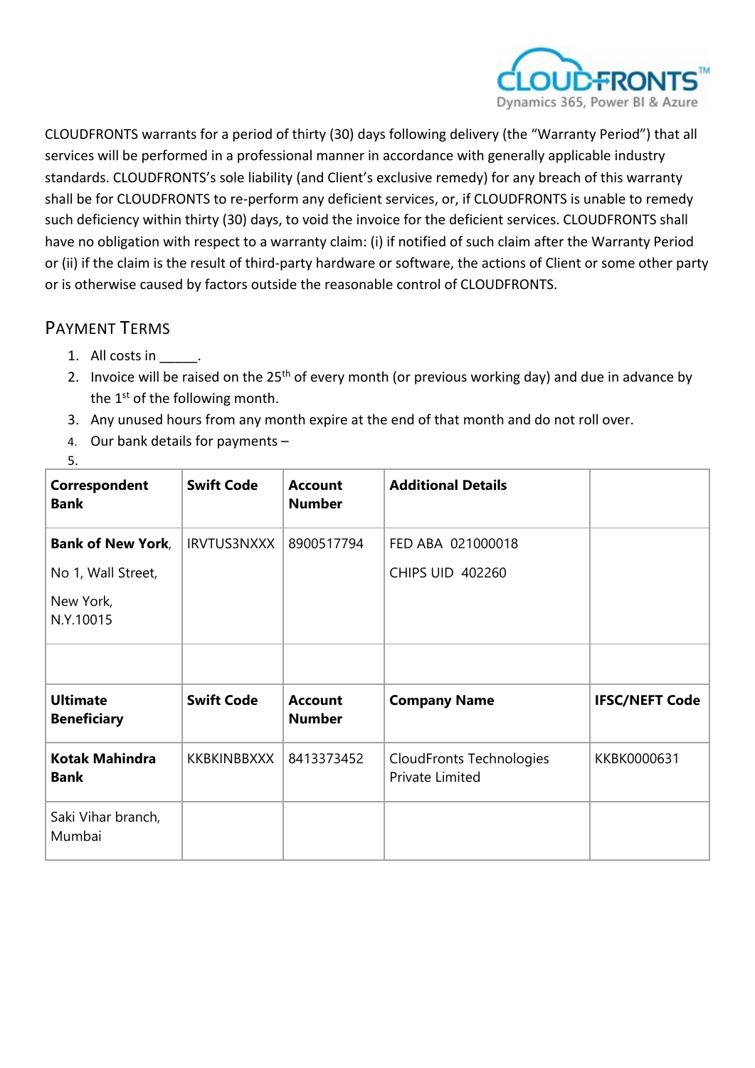CLOUDFRONTS warrants for a period of thirty (30) days following delivery (the "Warranty Period") that all services will be performed in a professional manner in accordance with generally applicable industry standards. CLOUDFRONTS's sole liability (and Client's exclusive remedy) for any breach of this warranty shall be for CLOUDFRONTS to re-perform any deficient services, or, if CLOUDFRONTS is unable to remedy such deficiency within thirty (30) days, to void the invoice for the deficient services. CLOUDFRONTS shall have no obligation with respect to a warranty claim: (i) if notified of such claim after the Warranty Period or (ii) if the claim is the result of third-party hardware or software, the actions of Client or some other party or is otherwise caused by factors outside the reasonable control of CLOUDFRONTS.

## Payment Terms

1. All costs in _____.
2. Invoice will be raised on the 25th of every month (or previous working day) and due in advance by the 1st of the following month.
3. Any unused hours from any month expire at the end of that month and do not roll over.
4. Our bank details for payments –
5.

| **Correspondent Bank** | **Swift Code** | **Account Number** | **Additional Details** | |
|---|---|---|---|---|
| **Bank of New York**, No 1, Wall Street, New York, N.Y.10015 | IRVTUS3NXXX | 8900517794 | FED ABA 021000018<br>CHIPS UID 402260 | |
| | | | | |
| **Ultimate Beneficiary** | **Swift Code** | **Account Number** | **Company Name** | **IFSC/NEFT Code** |
| **Kotak Mahindra Bank** | KKBKINBBXXX | 8413373452 | CloudFronts Technologies Private Limited | KKBK0000631 |
| Saki Vihar branch, Mumbai | | | | |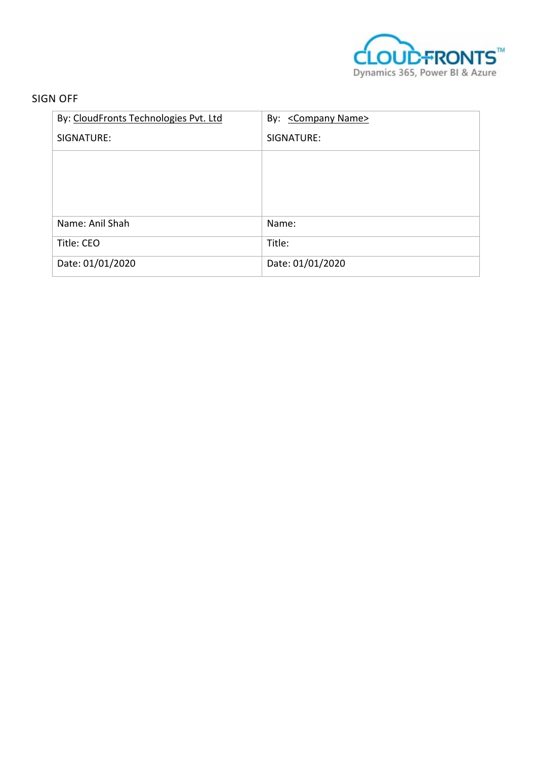## SIGN OFF

| | |
|---|---|
| By: CloudFronts Technologies Pvt. Ltd<br><br>SIGNATURE: | By: <Company Name><br><br>SIGNATURE: |
| | |
| Name: Anil Shah | Name: |
| Title: CEO | Title: |
| Date: 01/01/2020 | Date: 01/01/2020 |